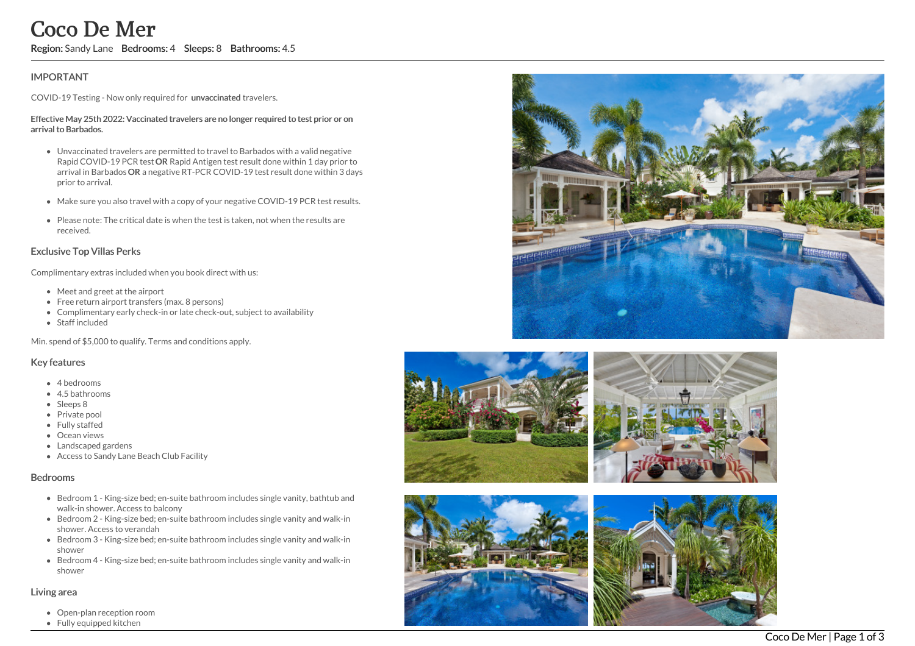# Coco De Mer

**Region:** Sandy Lane **Bedrooms:** 4 **Sleeps:** 8 **Bathrooms:** 4.5

## IMPORTANT

COVID-19 Testing - Now only required for **unvaccinated** travelers.

**Effective May 25th 2022: Vaccinated travelers are no longer required to test prior or on arrival to Barbados.**

- Unvaccinated travelers are permitted to travel to Barbados with a valid negative Rapid COVID-19 PCR test **OR** Rapid Antigen test result done within 1 day prior to arrival in Barbados **OR** a negative RT-PCR COVID-19 test result done within 3 days prior to arrival.
- Make sure you also travel with a copy of your negative COVID-19 PCR test results.
- Please note: The critical date is when the test is taken, not when the results are received.

## Exclusive Top Villas Perks

Complimentary extras included when you book direct with us:

- Meet and greet at the airport
- Free return airport transfers (max. 8 persons)
- Complimentary early check-in or late check-out, subject to availability
- Staff included

Min. spend of $5,000 to qualify. Terms and conditions apply.

## Key features

- 4 bedrooms
- 4.5 bathrooms
- Sleeps 8
- Private pool
- Fully staffed
- Ocean views
- Landscaped gardens
- Access to Sandy Lane Beach Club Facility

## Bedrooms

- Bedroom 1 - King-size bed; en-suite bathroom includes single vanity, bathtub and walk-in shower. Access to balcony
- Bedroom 2 - King-size bed; en-suite bathroom includes single vanity and walk-in shower. Access to verandah
- Bedroom 3 - King-size bed; en-suite bathroom includes single vanity and walk-in shower
- Bedroom 4 - King-size bed; en-suite bathroom includes single vanity and walk-in shower

## Living area

- Open-plan reception room
- Fully equipped kitchen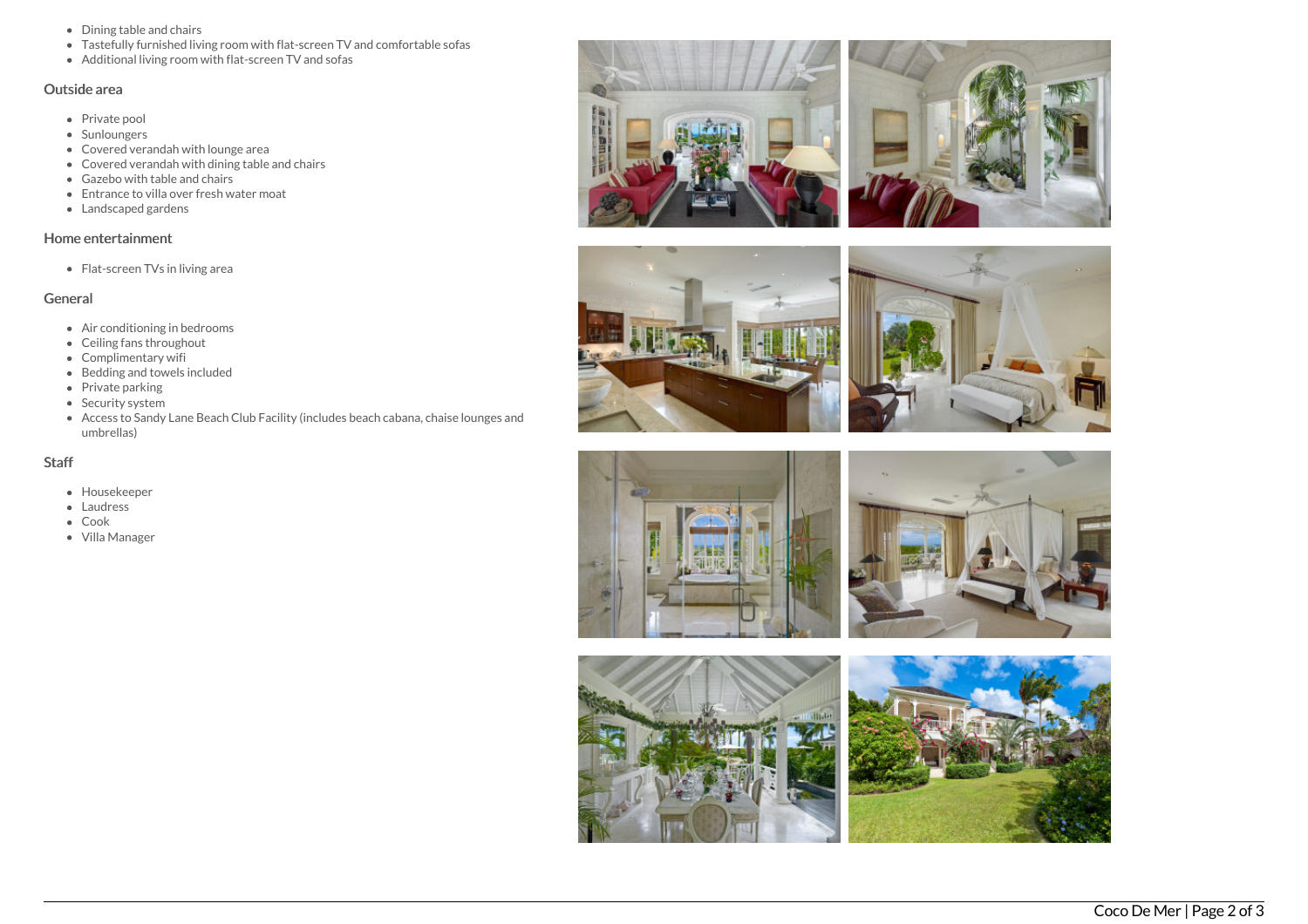- Dining table and chairs
- Tastefully furnished living room with flat-screen TV and comfortable sofas
- Additional living room with flat-screen TV and sofas

## Outside area

- Private pool
- Sunloungers
- Covered verandah with lounge area
- Covered verandah with dining table and chairs
- Gazebo with table and chairs
- Entrance to villa over fresh water moat
- Landscaped gardens

## Home entertainment

- Flat-screen TVs in living area

## General

- Air conditioning in bedrooms
- Ceiling fans throughout
- Complimentary wifi
- Bedding and towels included
- Private parking
- Security system
- Access to Sandy Lane Beach Club Facility (includes beach cabana, chaise lounges and umbrellas)

## Staff

- Housekeeper
- Laudress
- Cook
- Villa Manager